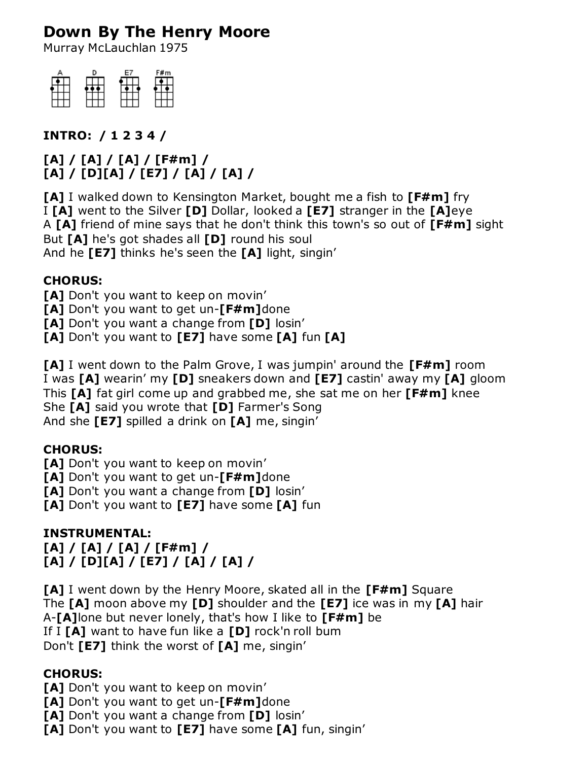# Down By The Henry Moore

Murray McLauchlan 1975

A D E7 F#m

**INTRO: / 1 2 3 4 /**

**[A] / [A] / [A] / [F#m] /**
**[A] / [D][A] / [E7] / [A] / [A] /**

**[A]** I walked down to Kensington Market, bought me a fish to **[F#m]** fry
I **[A]** went to the Silver **[D]** Dollar, looked a **[E7]** stranger in the **[A]**eye
A **[A]** friend of mine says that he don't think this town's so out of **[F#m]** sight
But **[A]** he's got shades all **[D]** round his soul
And he **[E7]** thinks he's seen the **[A]** light, singin'

**CHORUS:**
**[A]** Don't you want to keep on movin'
**[A]** Don't you want to get un-**[F#m]**done
**[A]** Don't you want a change from **[D]** losin'
**[A]** Don't you want to **[E7]** have some **[A]** fun **[A]**

**[A]** I went down to the Palm Grove, I was jumpin' around the **[F#m]** room
I was **[A]** wearin' my **[D]** sneakers down and **[E7]** castin' away my **[A]** gloom
This **[A]** fat girl come up and grabbed me, she sat me on her **[F#m]** knee
She **[A]** said you wrote that **[D]** Farmer's Song
And she **[E7]** spilled a drink on **[A]** me, singin'

**CHORUS:**
**[A]** Don't you want to keep on movin'
**[A]** Don't you want to get un-**[F#m]**done
**[A]** Don't you want a change from **[D]** losin'
**[A]** Don't you want to **[E7]** have some **[A]** fun

**INSTRUMENTAL:**
**[A] / [A] / [A] / [F#m] /**
**[A] / [D][A] / [E7] / [A] / [A] /**

**[A]** I went down by the Henry Moore, skated all in the **[F#m]** Square
The **[A]** moon above my **[D]** shoulder and the **[E7]** ice was in my **[A]** hair
A-**[A]**lone but never lonely, that's how I like to **[F#m]** be
If I **[A]** want to have fun like a **[D]** rock'n roll bum
Don't **[E7]** think the worst of **[A]** me, singin'

**CHORUS:**
**[A]** Don't you want to keep on movin'
**[A]** Don't you want to get un-**[F#m]**done
**[A]** Don't you want a change from **[D]** losin'
**[A]** Don't you want to **[E7]** have some **[A]** fun, singin'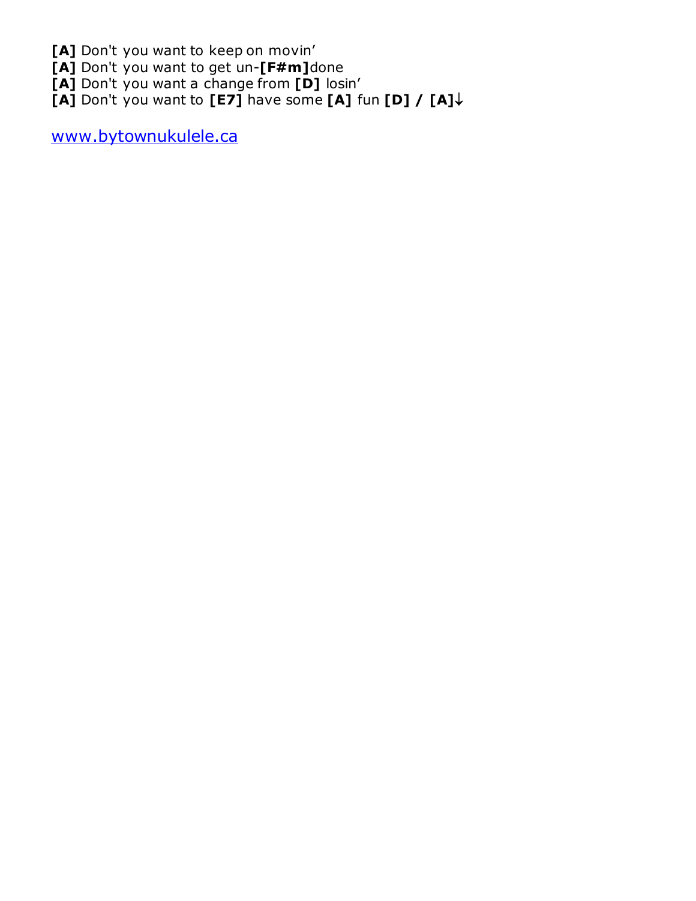**[A]** Don't you want to keep on movin'
**[A]** Don't you want to get un-**[F#m]**done
**[A]** Don't you want a change from **[D]** losin'
**[A]** Don't you want to **[E7]** have some **[A]** fun **[D] / [A]**↓

www.bytownukulele.ca